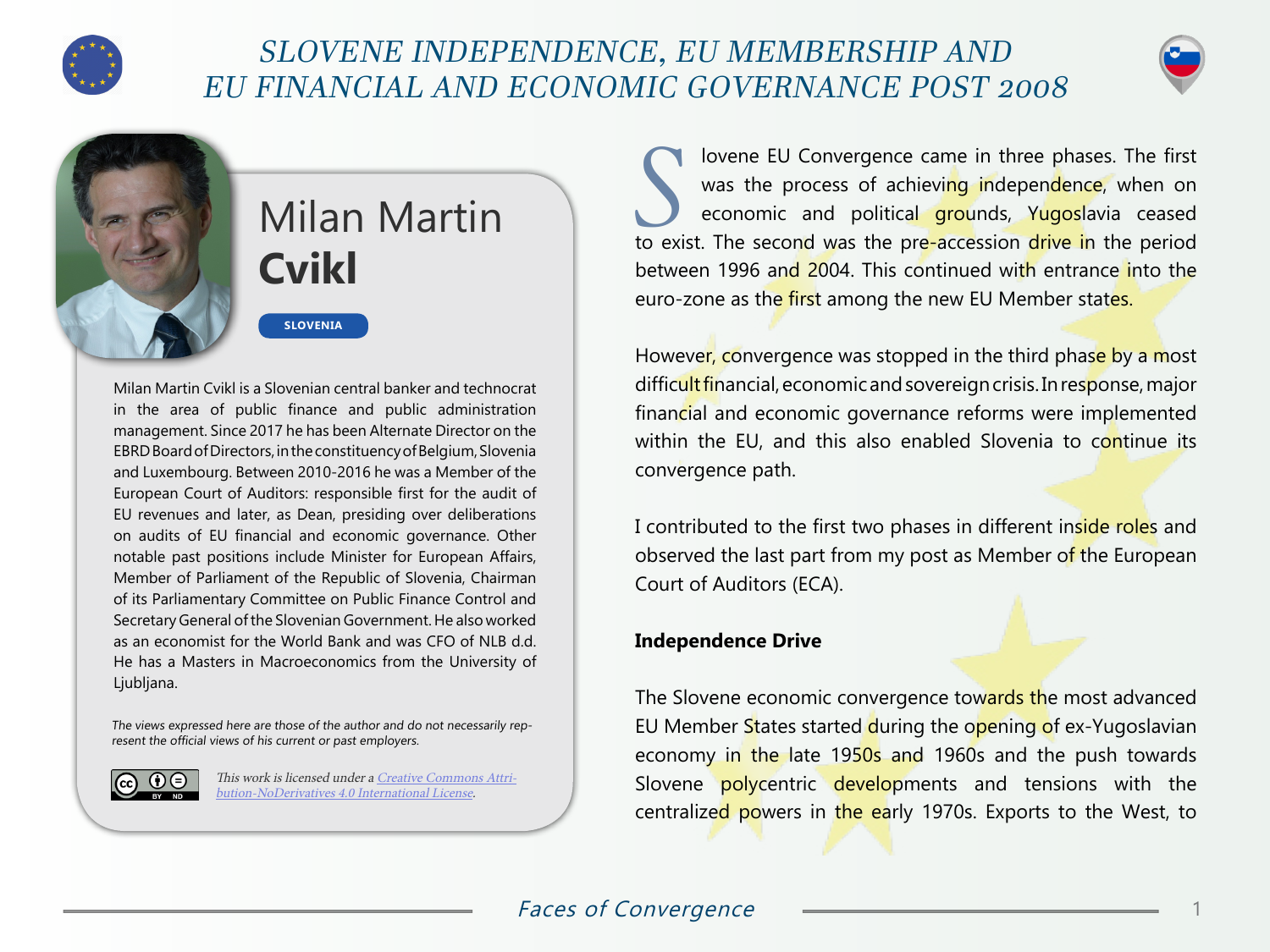# SLOVENE INDEPENDENCE, EU MEMBERSHIP AND EU FINANCIAL AND ECONOMIC GOVERNANCE POST 2008

## Milan Martin **Cvikl**

**SLOVENIA**

Milan Martin Cvikl is a Slovenian central banker and technocrat in the area of public finance and public administration management. Since 2017 he has been Alternate Director on the EBRD Board of Directors, in the constituency of Belgium, Slovenia and Luxembourg. Between 2010-2016 he was a Member of the European Court of Auditors: responsible first for the audit of EU revenues and later, as Dean, presiding over deliberations on audits of EU financial and economic governance. Other notable past positions include Minister for European Affairs, Member of Parliament of the Republic of Slovenia, Chairman of its Parliamentary Committee on Public Finance Control and Secretary General of the Slovenian Government. He also worked as an economist for the World Bank and was CFO of NLB d.d. He has a Masters in Macroeconomics from the University of Ljubljana.

*The views expressed here are those of the author and do not necessarily represent the official views of his current or past employers.*

*This work is licensed under a [Creative Commons Attribution-NoDerivatives 4.0 International License](https://creativecommons.org/licenses/by-nd/4.0/).*

Slovene EU Convergence came in three phases. The first was the process of achieving independence, when on economic and political grounds, Yugoslavia ceased to exist. The second was the pre-accession drive in the period between 1996 and 2004. This continued with entrance into the euro-zone as the first among the new EU Member states.

However, convergence was stopped in the third phase by a most difficult financial, economic and sovereign crisis. In response, major financial and economic governance reforms were implemented within the EU, and this also enabled Slovenia to continue its convergence path.

I contributed to the first two phases in different inside roles and observed the last part from my post as Member of the European Court of Auditors (ECA).

### Independence Drive

The Slovene economic convergence towards the most advanced EU Member States started during the opening of ex-Yugoslavian economy in the late 1950s and 1960s and the push towards Slovene polycentric developments and tensions with the centralized powers in the early 1970s. Exports to the West, to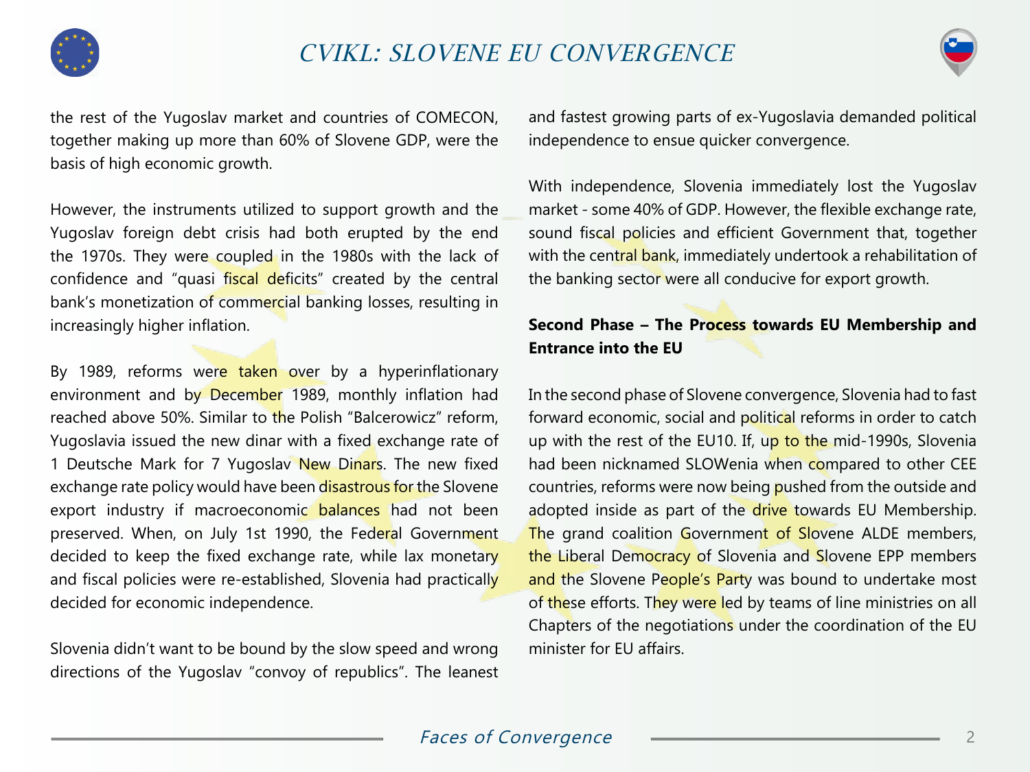the rest of the Yugoslav market and countries of COMECON, together making up more than 60% of Slovene GDP, were the basis of high economic growth.

However, the instruments utilized to support growth and the Yugoslav foreign debt crisis had both erupted by the end the 1970s. They were coupled in the 1980s with the lack of confidence and “quasi fiscal deficits” created by the central bank’s monetization of commercial banking losses, resulting in increasingly higher inflation.

By 1989, reforms were taken over by a hyperinflationary environment and by December 1989, monthly inflation had reached above 50%. Similar to the Polish “Balcerowicz” reform, Yugoslavia issued the new dinar with a fixed exchange rate of 1 Deutsche Mark for 7 Yugoslav New Dinars. The new fixed exchange rate policy would have been disastrous for the Slovene export industry if macroeconomic balances had not been preserved. When, on July 1st 1990, the Federal Government decided to keep the fixed exchange rate, while lax monetary and fiscal policies were re-established, Slovenia had practically decided for economic independence.

Slovenia didn’t want to be bound by the slow speed and wrong directions of the Yugoslav “convoy of republics”. The leanest and fastest growing parts of ex-Yugoslavia demanded political independence to ensue quicker convergence.

With independence, Slovenia immediately lost the Yugoslav market - some 40% of GDP. However, the flexible exchange rate, sound fiscal policies and efficient Government that, together with the central bank, immediately undertook a rehabilitation of the banking sector were all conducive for export growth.

**Second Phase – The Process towards EU Membership and Entrance into the EU**

In the second phase of Slovene convergence, Slovenia had to fast forward economic, social and political reforms in order to catch up with the rest of the EU10. If, up to the mid-1990s, Slovenia had been nicknamed SLOWenia when compared to other CEE countries, reforms were now being pushed from the outside and adopted inside as part of the drive towards EU Membership. The grand coalition Government of Slovene ALDE members, the Liberal Democracy of Slovenia and Slovene EPP members and the Slovene People’s Party was bound to undertake most of these efforts. They were led by teams of line ministries on all Chapters of the negotiations under the coordination of the EU minister for EU affairs.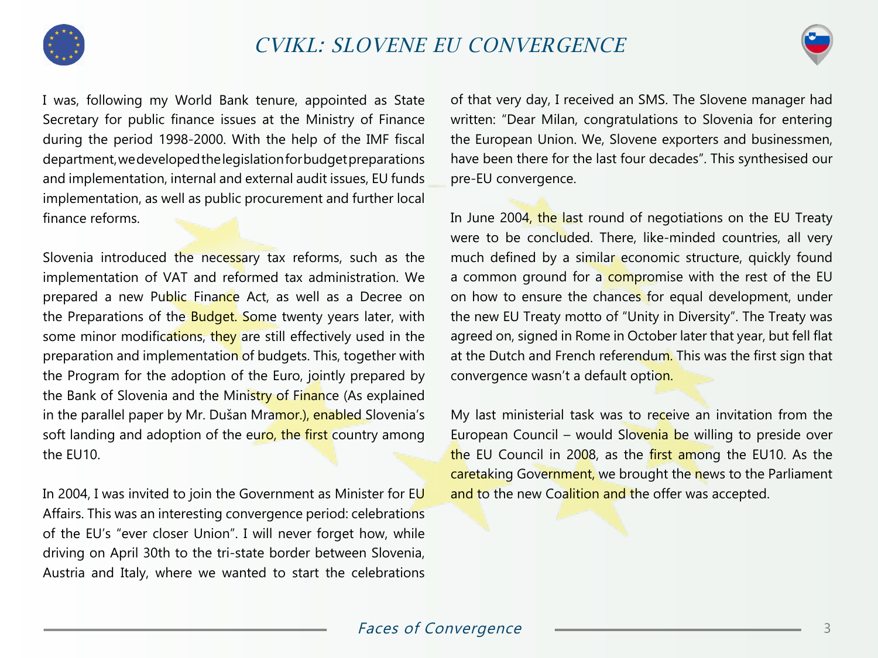I was, following my World Bank tenure, appointed as State Secretary for public finance issues at the Ministry of Finance during the period 1998-2000. With the help of the IMF fiscal department, we developed the legislation for budget preparations and implementation, internal and external audit issues, EU funds implementation, as well as public procurement and further local finance reforms.

Slovenia introduced the necessary tax reforms, such as the implementation of VAT and reformed tax administration. We prepared a new Public Finance Act, as well as a Decree on the Preparations of the Budget. Some twenty years later, with some minor modifications, they are still effectively used in the preparation and implementation of budgets. This, together with the Program for the adoption of the Euro, jointly prepared by the Bank of Slovenia and the Ministry of Finance (As explained in the parallel paper by Mr. Dušan Mramor.), enabled Slovenia's soft landing and adoption of the euro, the first country among the EU10.

In 2004, I was invited to join the Government as Minister for EU Affairs. This was an interesting convergence period: celebrations of the EU's "ever closer Union". I will never forget how, while driving on April 30th to the tri-state border between Slovenia, Austria and Italy, where we wanted to start the celebrations of that very day, I received an SMS. The Slovene manager had written: "Dear Milan, congratulations to Slovenia for entering the European Union. We, Slovene exporters and businessmen, have been there for the last four decades". This synthesised our pre-EU convergence.

In June 2004, the last round of negotiations on the EU Treaty were to be concluded. There, like-minded countries, all very much defined by a similar economic structure, quickly found a common ground for a compromise with the rest of the EU on how to ensure the chances for equal development, under the new EU Treaty motto of "Unity in Diversity". The Treaty was agreed on, signed in Rome in October later that year, but fell flat at the Dutch and French referendum. This was the first sign that convergence wasn't a default option.

My last ministerial task was to receive an invitation from the European Council – would Slovenia be willing to preside over the EU Council in 2008, as the first among the EU10. As the caretaking Government, we brought the news to the Parliament and to the new Coalition and the offer was accepted.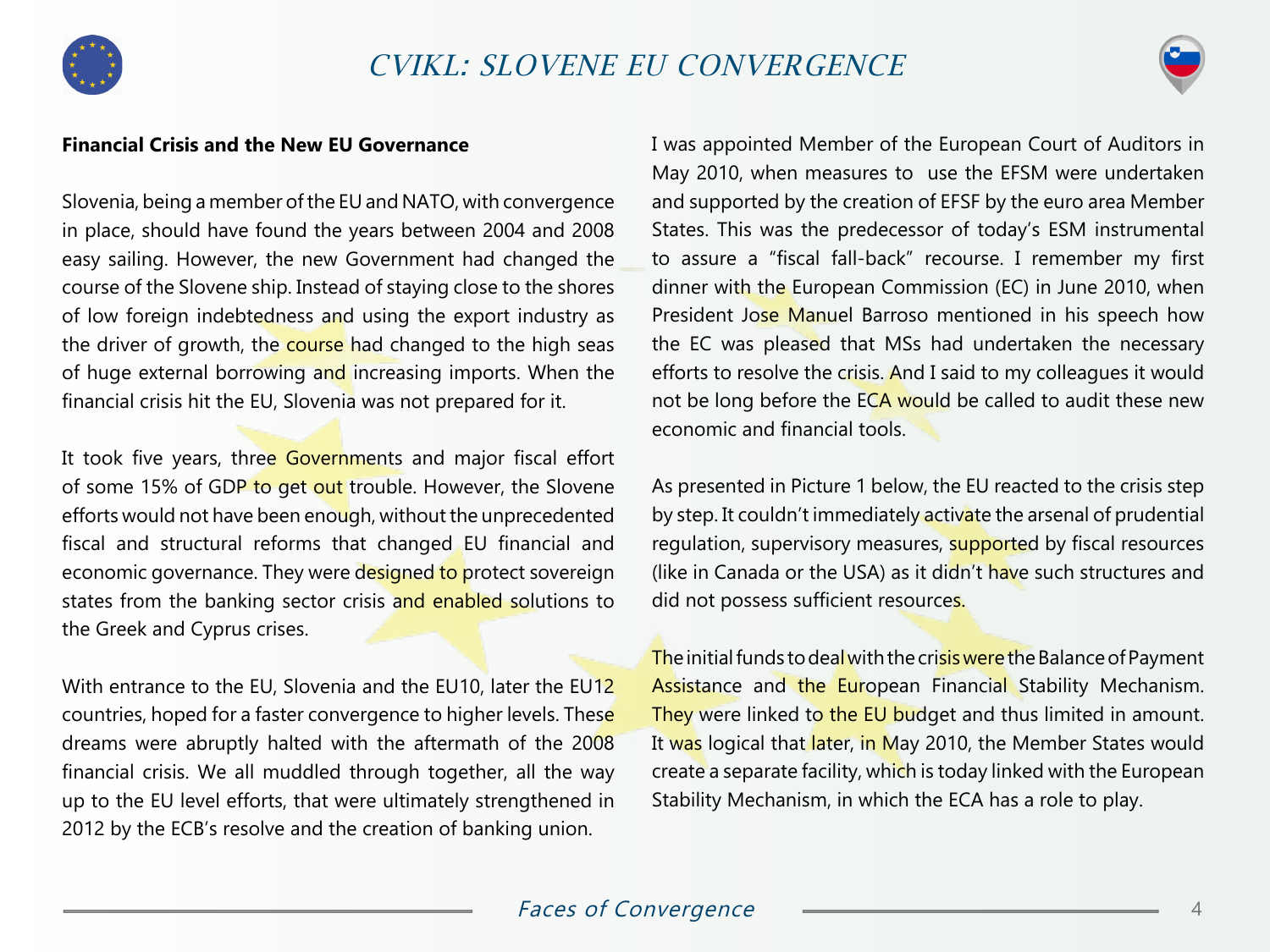## Financial Crisis and the New EU Governance

Slovenia, being a member of the EU and NATO, with convergence in place, should have found the years between 2004 and 2008 easy sailing. However, the new Government had changed the course of the Slovene ship. Instead of staying close to the shores of low foreign indebtedness and using the export industry as the driver of growth, the course had changed to the high seas of huge external borrowing and increasing imports. When the financial crisis hit the EU, Slovenia was not prepared for it.

It took five years, three Governments and major fiscal effort of some 15% of GDP to get out trouble. However, the Slovene efforts would not have been enough, without the unprecedented fiscal and structural reforms that changed EU financial and economic governance. They were designed to protect sovereign states from the banking sector crisis and enabled solutions to the Greek and Cyprus crises.

With entrance to the EU, Slovenia and the EU10, later the EU12 countries, hoped for a faster convergence to higher levels. These dreams were abruptly halted with the aftermath of the 2008 financial crisis. We all muddled through together, all the way up to the EU level efforts, that were ultimately strengthened in 2012 by the ECB's resolve and the creation of banking union.

I was appointed Member of the European Court of Auditors in May 2010, when measures to use the EFSM were undertaken and supported by the creation of EFSF by the euro area Member States. This was the predecessor of today's ESM instrumental to assure a "fiscal fall-back" recourse. I remember my first dinner with the European Commission (EC) in June 2010, when President Jose Manuel Barroso mentioned in his speech how the EC was pleased that MSs had undertaken the necessary efforts to resolve the crisis. And I said to my colleagues it would not be long before the ECA would be called to audit these new economic and financial tools.

As presented in Picture 1 below, the EU reacted to the crisis step by step. It couldn't immediately activate the arsenal of prudential regulation, supervisory measures, supported by fiscal resources (like in Canada or the USA) as it didn't have such structures and did not possess sufficient resources.

The initial funds to deal with the crisis were the Balance of Payment Assistance and the European Financial Stability Mechanism. They were linked to the EU budget and thus limited in amount. It was logical that later, in May 2010, the Member States would create a separate facility, which is today linked with the European Stability Mechanism, in which the ECA has a role to play.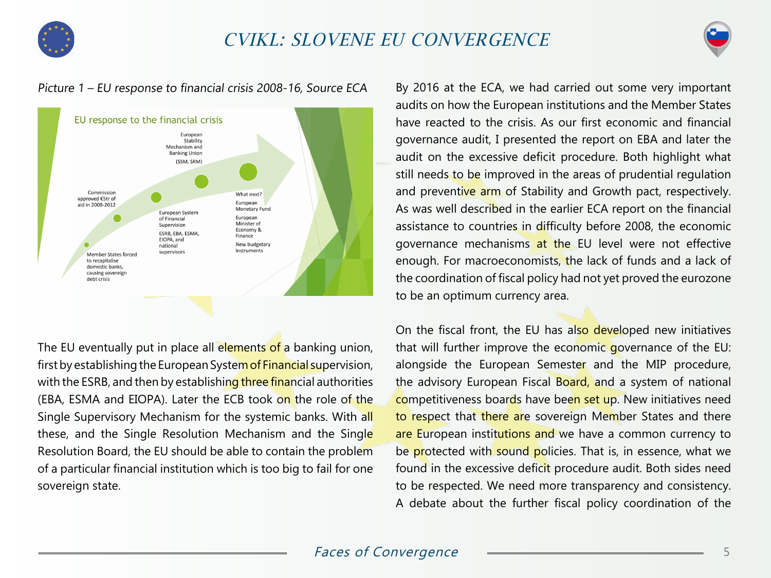*Picture 1 – EU response to financial crisis 2008-16, Source ECA*

The EU eventually put in place all elements of a banking union, first by establishing the European System of Financial supervision, with the ESRB, and then by establishing three financial authorities (EBA, ESMA and EIOPA). Later the ECB took on the role of the Single Supervisory Mechanism for the systemic banks. With all these, and the Single Resolution Mechanism and the Single Resolution Board, the EU should be able to contain the problem of a particular financial institution which is too big to fail for one sovereign state.

By 2016 at the ECA, we had carried out some very important audits on how the European institutions and the Member States have reacted to the crisis. As our first economic and financial governance audit, I presented the report on EBA and later the audit on the excessive deficit procedure. Both highlight what still needs to be improved in the areas of prudential regulation and preventive arm of Stability and Growth pact, respectively. As was well described in the earlier ECA report on the financial assistance to countries in difficulty before 2008, the economic governance mechanisms at the EU level were not effective enough. For macroeconomists, the lack of funds and a lack of the coordination of fiscal policy had not yet proved the eurozone to be an optimum currency area.

On the fiscal front, the EU has also developed new initiatives that will further improve the economic governance of the EU: alongside the European Semester and the MIP procedure, the advisory European Fiscal Board, and a system of national competitiveness boards have been set up. New initiatives need to respect that there are sovereign Member States and there are European institutions and we have a common currency to be protected with sound policies. That is, in essence, what we found in the excessive deficit procedure audit. Both sides need to be respected. We need more transparency and consistency. A debate about the further fiscal policy coordination of the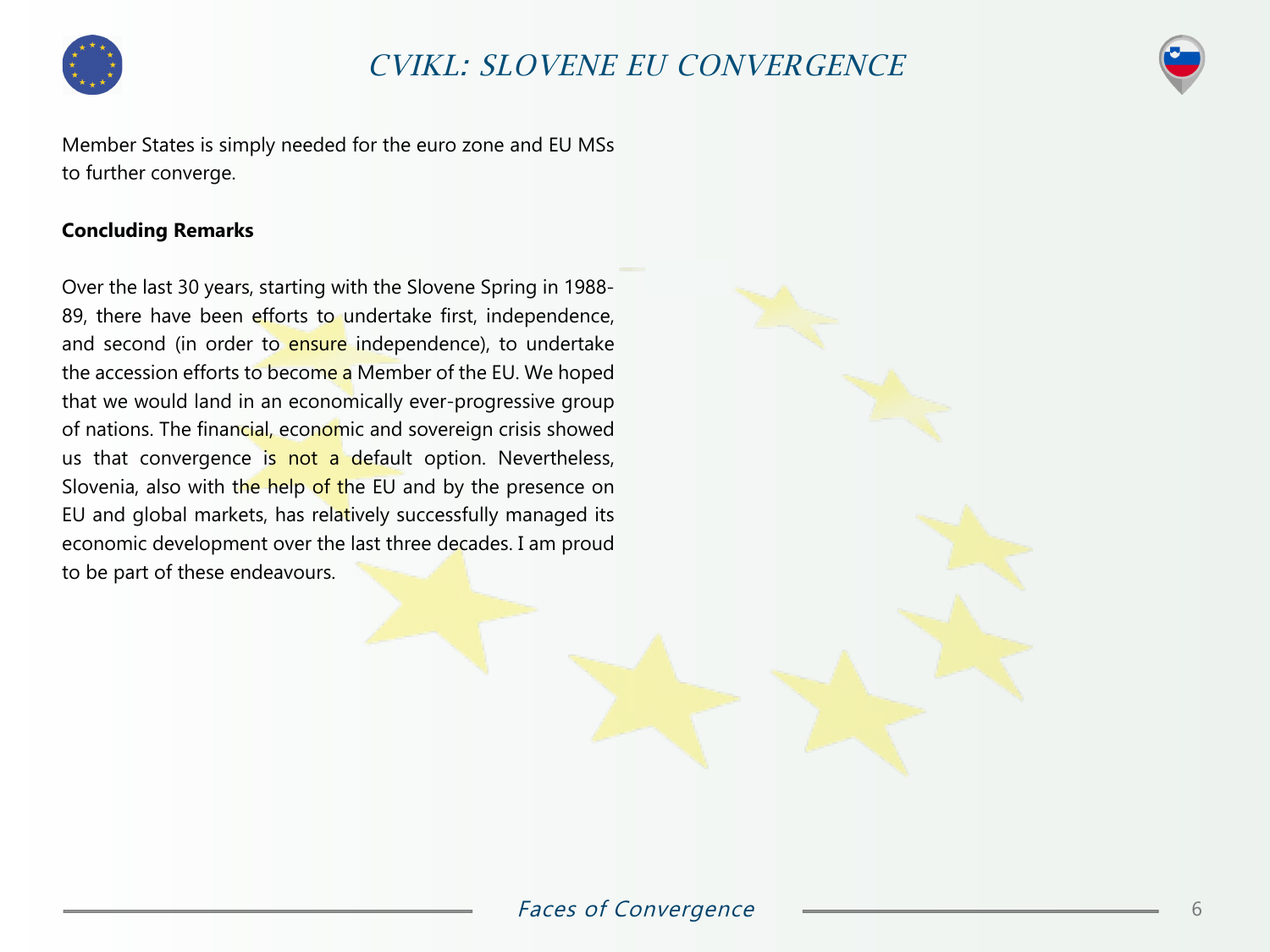Member States is simply needed for the euro zone and EU MSs to further converge.

**Concluding Remarks**

Over the last 30 years, starting with the Slovene Spring in 1988-89, there have been efforts to undertake first, independence, and second (in order to ensure independence), to undertake the accession efforts to become a Member of the EU. We hoped that we would land in an economically ever-progressive group of nations. The financial, economic and sovereign crisis showed us that convergence is not a default option. Nevertheless, Slovenia, also with the help of the EU and by the presence on EU and global markets, has relatively successfully managed its economic development over the last three decades. I am proud to be part of these endeavours.